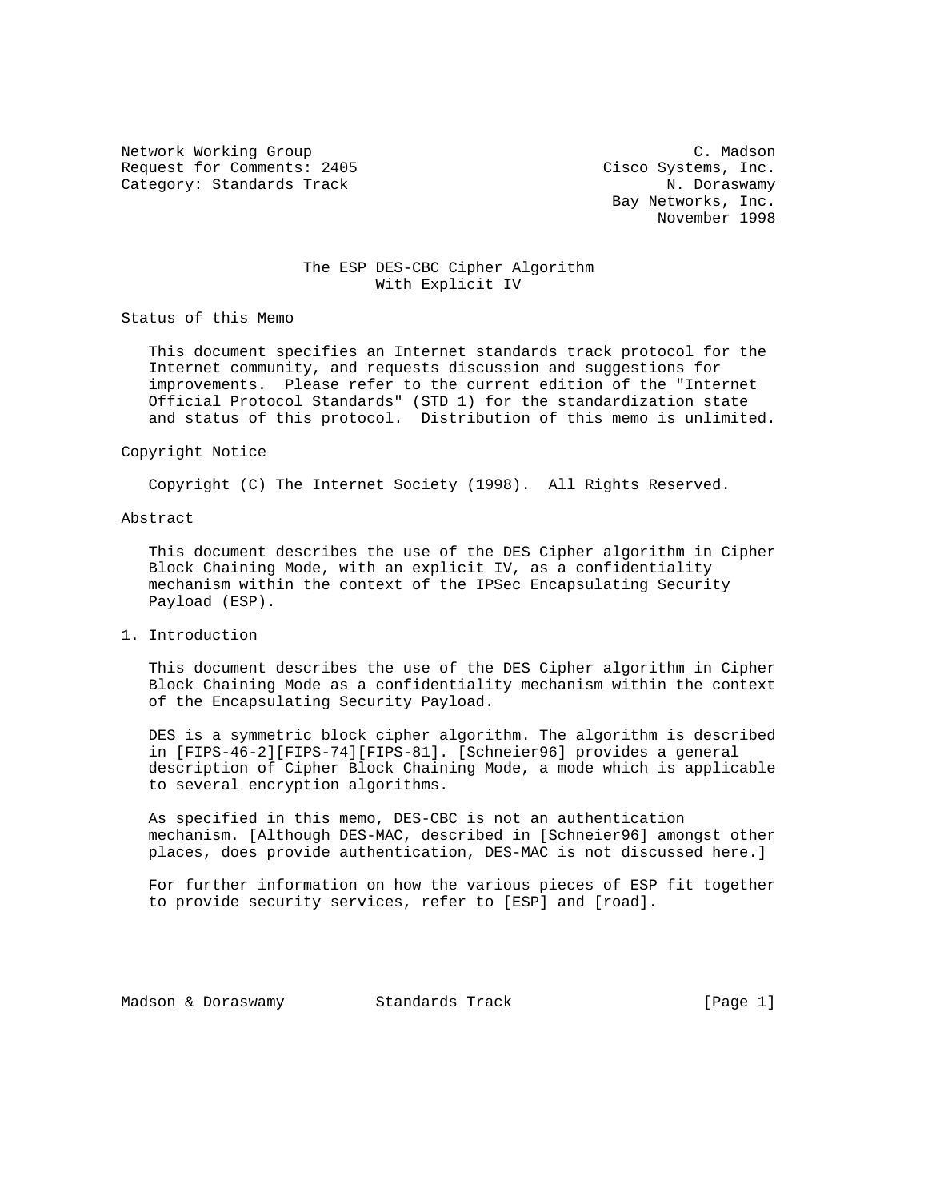Network Working Group C. Madson
Request for Comments: 2405 Cisco Systems, Inc.
Category: Standards Track N. Doraswamy
Bay Networks, Inc.
November 1998

# The ESP DES-CBC Cipher Algorithm With Explicit IV

## Status of this Memo

This document specifies an Internet standards track protocol for the Internet community, and requests discussion and suggestions for improvements. Please refer to the current edition of the "Internet Official Protocol Standards" (STD 1) for the standardization state and status of this protocol. Distribution of this memo is unlimited.

## Copyright Notice

Copyright (C) The Internet Society (1998). All Rights Reserved.

## Abstract

This document describes the use of the DES Cipher algorithm in Cipher Block Chaining Mode, with an explicit IV, as a confidentiality mechanism within the context of the IPSec Encapsulating Security Payload (ESP).

## 1. Introduction

This document describes the use of the DES Cipher algorithm in Cipher Block Chaining Mode as a confidentiality mechanism within the context of the Encapsulating Security Payload.

DES is a symmetric block cipher algorithm. The algorithm is described in [FIPS-46-2][FIPS-74][FIPS-81]. [Schneier96] provides a general description of Cipher Block Chaining Mode, a mode which is applicable to several encryption algorithms.

As specified in this memo, DES-CBC is not an authentication mechanism. [Although DES-MAC, described in [Schneier96] amongst other places, does provide authentication, DES-MAC is not discussed here.]

For further information on how the various pieces of ESP fit together to provide security services, refer to [ESP] and [road].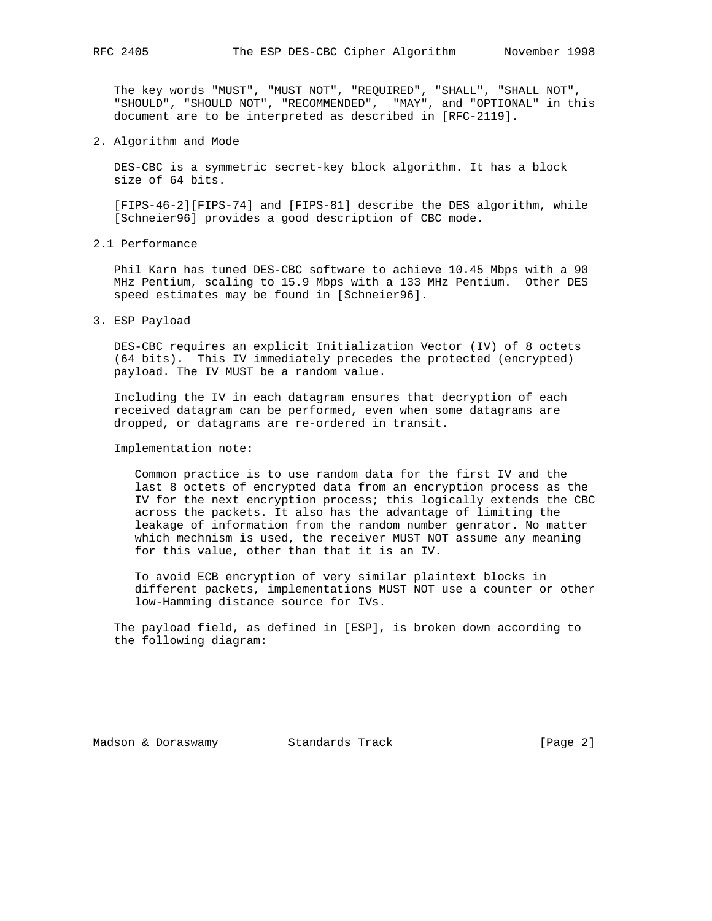The key words "MUST", "MUST NOT", "REQUIRED", "SHALL", "SHALL NOT", "SHOULD", "SHOULD NOT", "RECOMMENDED", "MAY", and "OPTIONAL" in this document are to be interpreted as described in [RFC-2119].

## 2. Algorithm and Mode

DES-CBC is a symmetric secret-key block algorithm. It has a block size of 64 bits.

[FIPS-46-2][FIPS-74] and [FIPS-81] describe the DES algorithm, while [Schneier96] provides a good description of CBC mode.

### 2.1 Performance

Phil Karn has tuned DES-CBC software to achieve 10.45 Mbps with a 90 MHz Pentium, scaling to 15.9 Mbps with a 133 MHz Pentium. Other DES speed estimates may be found in [Schneier96].

## 3. ESP Payload

DES-CBC requires an explicit Initialization Vector (IV) of 8 octets (64 bits). This IV immediately precedes the protected (encrypted) payload. The IV MUST be a random value.

Including the IV in each datagram ensures that decryption of each received datagram can be performed, even when some datagrams are dropped, or datagrams are re-ordered in transit.

Implementation note:

> Common practice is to use random data for the first IV and the last 8 octets of encrypted data from an encryption process as the IV for the next encryption process; this logically extends the CBC across the packets. It also has the advantage of limiting the leakage of information from the random number genrator. No matter which mechnism is used, the receiver MUST NOT assume any meaning for this value, other than that it is an IV.
>
> To avoid ECB encryption of very similar plaintext blocks in different packets, implementations MUST NOT use a counter or other low-Hamming distance source for IVs.

The payload field, as defined in [ESP], is broken down according to the following diagram: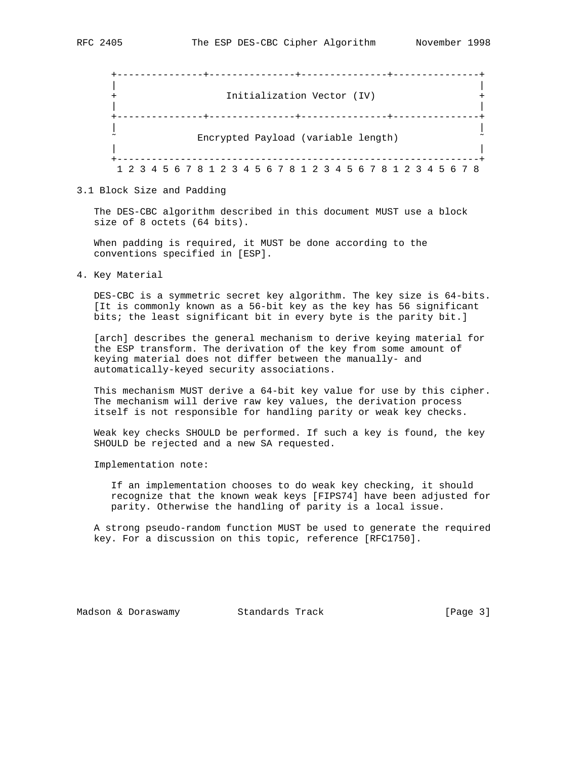```
 +---------------+---------------+---------------+---------------+
 |                                                               |
 +                   Initialization Vector (IV)                  +
 |                                                               |
 +---------------+---------------+---------------+---------------+
 |                                                               |
 ~              Encrypted Payload (variable length)              ~
 |                                                               |
 +---------------------------------------------------------------+
  1 2 3 4 5 6 7 8 1 2 3 4 5 6 7 8 1 2 3 4 5 6 7 8 1 2 3 4 5 6 7 8
```

### 3.1 Block Size and Padding

The DES-CBC algorithm described in this document MUST use a block size of 8 octets (64 bits).

When padding is required, it MUST be done according to the conventions specified in [ESP].

## 4. Key Material

DES-CBC is a symmetric secret key algorithm. The key size is 64-bits. [It is commonly known as a 56-bit key as the key has 56 significant bits; the least significant bit in every byte is the parity bit.]

[arch] describes the general mechanism to derive keying material for the ESP transform. The derivation of the key from some amount of keying material does not differ between the manually- and automatically-keyed security associations.

This mechanism MUST derive a 64-bit key value for use by this cipher. The mechanism will derive raw key values, the derivation process itself is not responsible for handling parity or weak key checks.

Weak key checks SHOULD be performed. If such a key is found, the key SHOULD be rejected and a new SA requested.

Implementation note:

> If an implementation chooses to do weak key checking, it should recognize that the known weak keys [FIPS74] have been adjusted for parity. Otherwise the handling of parity is a local issue.

A strong pseudo-random function MUST be used to generate the required key. For a discussion on this topic, reference [RFC1750].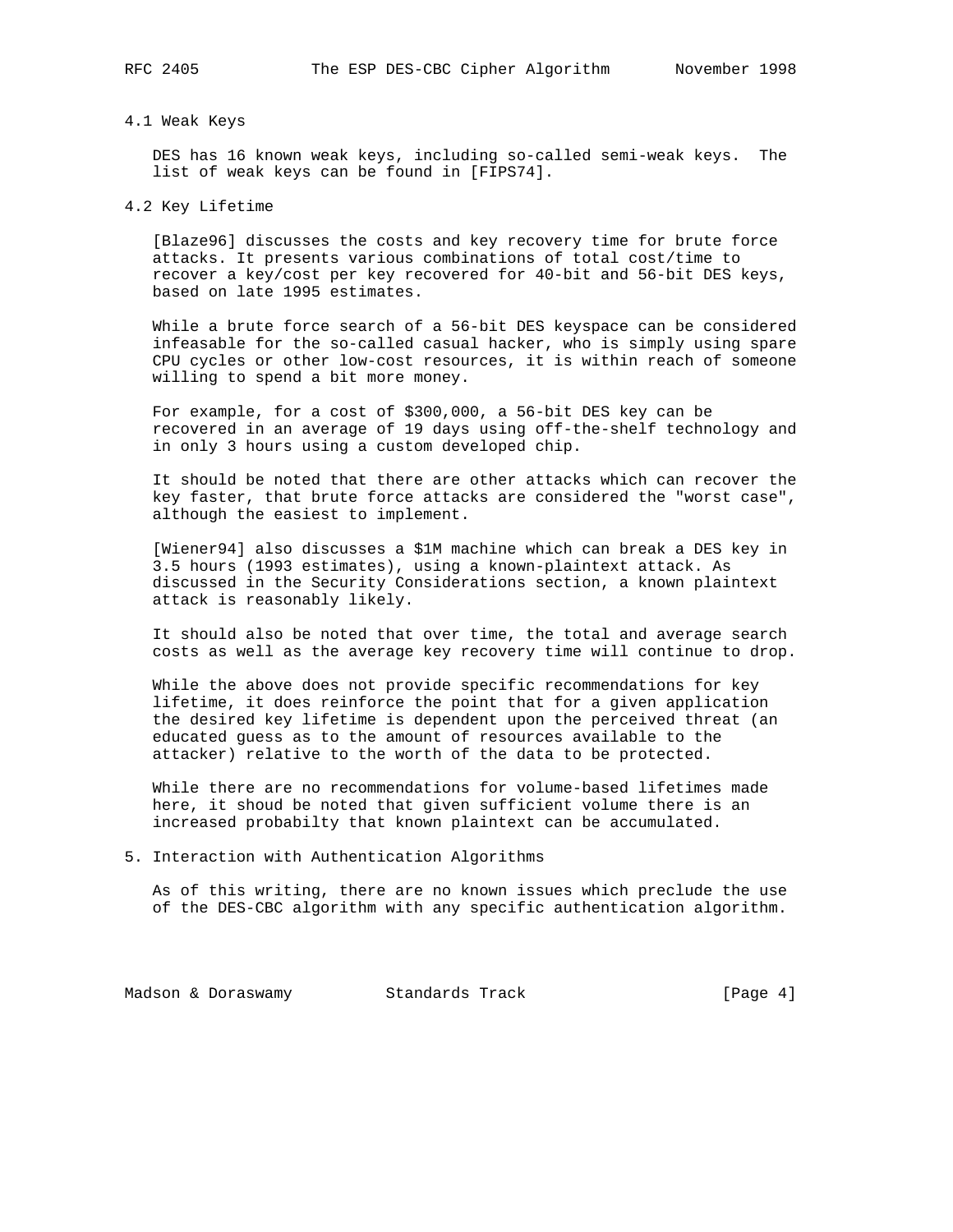### 4.1 Weak Keys

DES has 16 known weak keys, including so-called semi-weak keys. The list of weak keys can be found in [FIPS74].

### 4.2 Key Lifetime

[Blaze96] discusses the costs and key recovery time for brute force attacks. It presents various combinations of total cost/time to recover a key/cost per key recovered for 40-bit and 56-bit DES keys, based on late 1995 estimates.

While a brute force search of a 56-bit DES keyspace can be considered infeasable for the so-called casual hacker, who is simply using spare CPU cycles or other low-cost resources, it is within reach of someone willing to spend a bit more money.

For example, for a cost of $300,000, a 56-bit DES key can be recovered in an average of 19 days using off-the-shelf technology and in only 3 hours using a custom developed chip.

It should be noted that there are other attacks which can recover the key faster, that brute force attacks are considered the "worst case", although the easiest to implement.

[Wiener94] also discusses a $1M machine which can break a DES key in 3.5 hours (1993 estimates), using a known-plaintext attack. As discussed in the Security Considerations section, a known plaintext attack is reasonably likely.

It should also be noted that over time, the total and average search costs as well as the average key recovery time will continue to drop.

While the above does not provide specific recommendations for key lifetime, it does reinforce the point that for a given application the desired key lifetime is dependent upon the perceived threat (an educated guess as to the amount of resources available to the attacker) relative to the worth of the data to be protected.

While there are no recommendations for volume-based lifetimes made here, it shoud be noted that given sufficient volume there is an increased probabilty that known plaintext can be accumulated.

## 5. Interaction with Authentication Algorithms

As of this writing, there are no known issues which preclude the use of the DES-CBC algorithm with any specific authentication algorithm.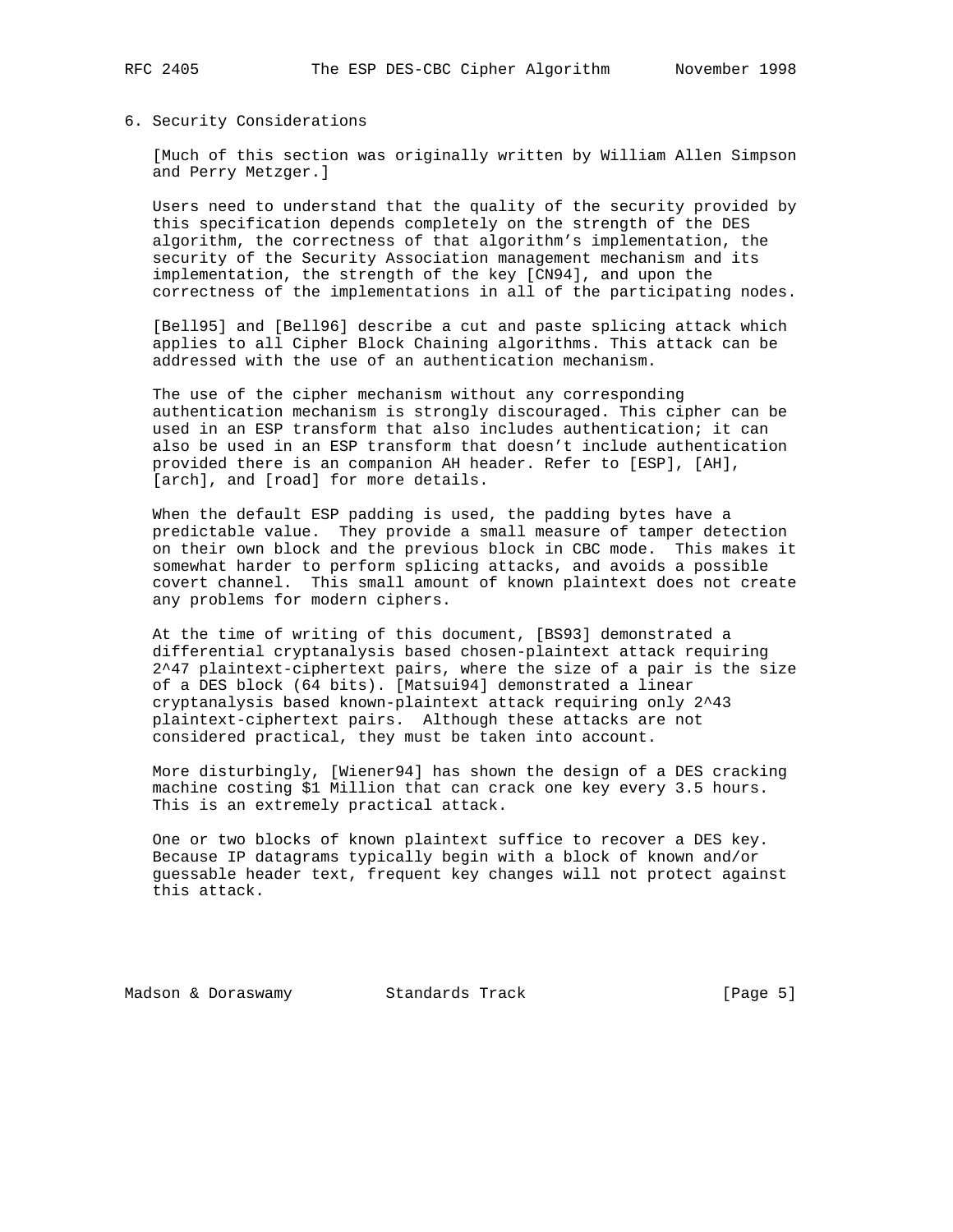## 6. Security Considerations

[Much of this section was originally written by William Allen Simpson and Perry Metzger.]

Users need to understand that the quality of the security provided by this specification depends completely on the strength of the DES algorithm, the correctness of that algorithm's implementation, the security of the Security Association management mechanism and its implementation, the strength of the key [CN94], and upon the correctness of the implementations in all of the participating nodes.

[Bell95] and [Bell96] describe a cut and paste splicing attack which applies to all Cipher Block Chaining algorithms. This attack can be addressed with the use of an authentication mechanism.

The use of the cipher mechanism without any corresponding authentication mechanism is strongly discouraged. This cipher can be used in an ESP transform that also includes authentication; it can also be used in an ESP transform that doesn't include authentication provided there is an companion AH header. Refer to [ESP], [AH], [arch], and [road] for more details.

When the default ESP padding is used, the padding bytes have a predictable value. They provide a small measure of tamper detection on their own block and the previous block in CBC mode. This makes it somewhat harder to perform splicing attacks, and avoids a possible covert channel. This small amount of known plaintext does not create any problems for modern ciphers.

At the time of writing of this document, [BS93] demonstrated a differential cryptanalysis based chosen-plaintext attack requiring $2^{47}$ plaintext-ciphertext pairs, where the size of a pair is the size of a DES block (64 bits). [Matsui94] demonstrated a linear cryptanalysis based known-plaintext attack requiring only $2^{43}$ plaintext-ciphertext pairs. Although these attacks are not considered practical, they must be taken into account.

More disturbingly, [Wiener94] has shown the design of a DES cracking machine costing $1 Million that can crack one key every 3.5 hours. This is an extremely practical attack.

One or two blocks of known plaintext suffice to recover a DES key. Because IP datagrams typically begin with a block of known and/or guessable header text, frequent key changes will not protect against this attack.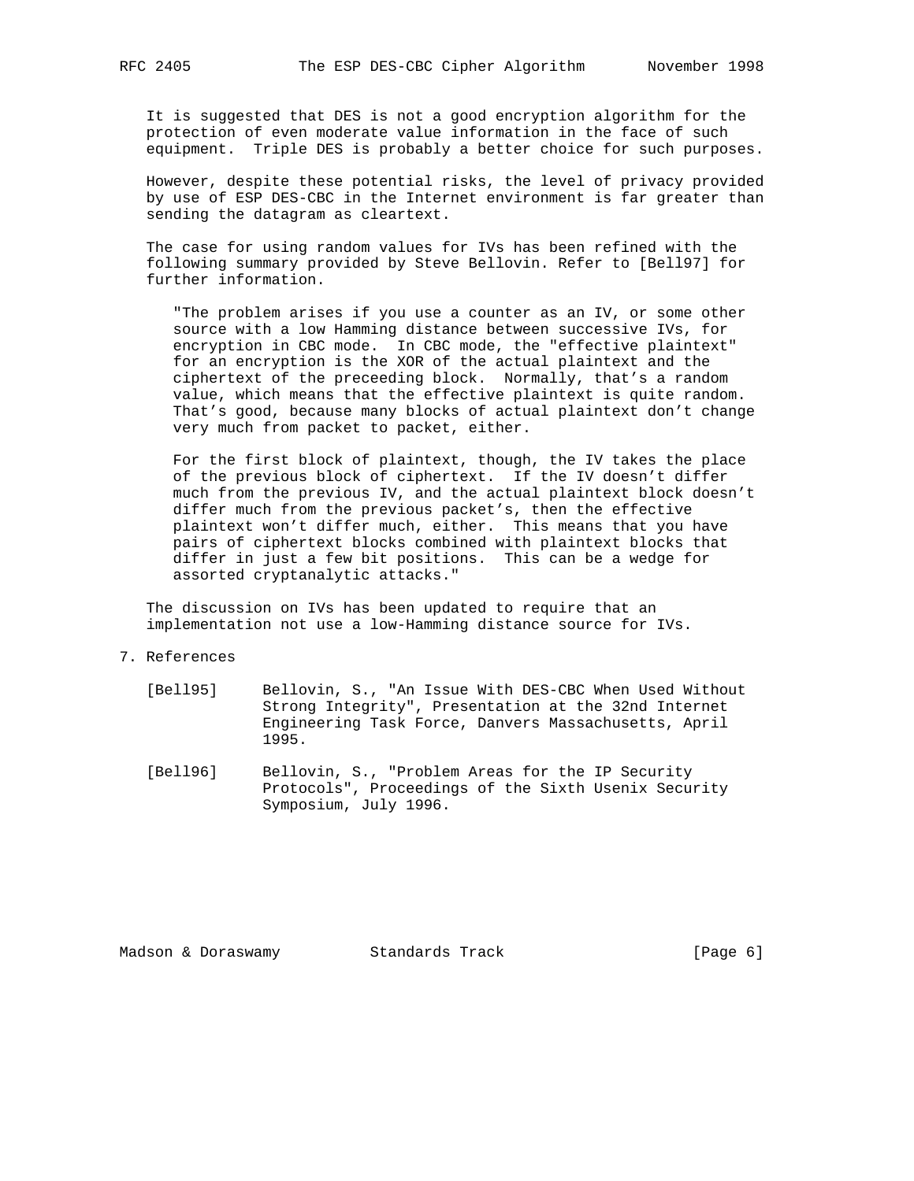It is suggested that DES is not a good encryption algorithm for the protection of even moderate value information in the face of such equipment. Triple DES is probably a better choice for such purposes.

However, despite these potential risks, the level of privacy provided by use of ESP DES-CBC in the Internet environment is far greater than sending the datagram as cleartext.

The case for using random values for IVs has been refined with the following summary provided by Steve Bellovin. Refer to [Bell97] for further information.

> "The problem arises if you use a counter as an IV, or some other source with a low Hamming distance between successive IVs, for encryption in CBC mode. In CBC mode, the "effective plaintext" for an encryption is the XOR of the actual plaintext and the ciphertext of the preceeding block. Normally, that's a random value, which means that the effective plaintext is quite random. That's good, because many blocks of actual plaintext don't change very much from packet to packet, either.
>
> For the first block of plaintext, though, the IV takes the place of the previous block of ciphertext. If the IV doesn't differ much from the previous IV, and the actual plaintext block doesn't differ much from the previous packet's, then the effective plaintext won't differ much, either. This means that you have pairs of ciphertext blocks combined with plaintext blocks that differ in just a few bit positions. This can be a wedge for assorted cryptanalytic attacks."

The discussion on IVs has been updated to require that an implementation not use a low-Hamming distance source for IVs.

## 7. References

[Bell95] Bellovin, S., "An Issue With DES-CBC When Used Without Strong Integrity", Presentation at the 32nd Internet Engineering Task Force, Danvers Massachusetts, April 1995.

[Bell96] Bellovin, S., "Problem Areas for the IP Security Protocols", Proceedings of the Sixth Usenix Security Symposium, July 1996.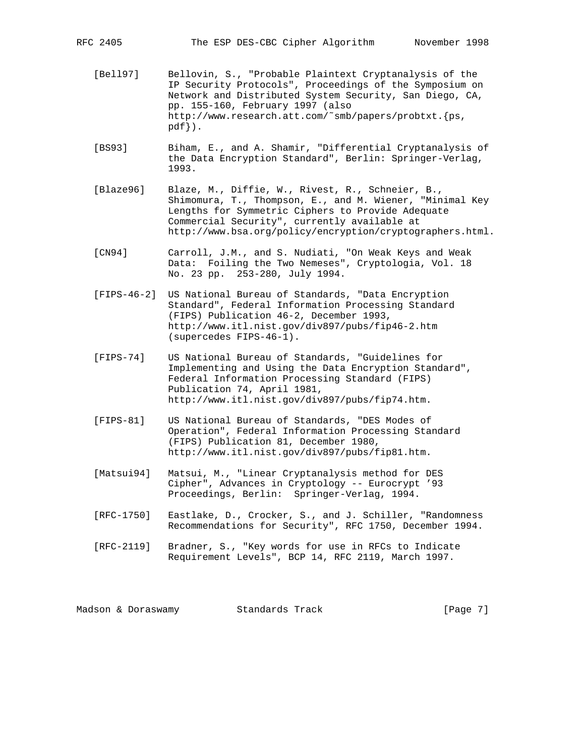[Bell97] Bellovin, S., "Probable Plaintext Cryptanalysis of the IP Security Protocols", Proceedings of the Symposium on Network and Distributed System Security, San Diego, CA, pp. 155-160, February 1997 (also http://www.research.att.com/~smb/papers/probtxt.{ps, pdf}).

[BS93] Biham, E., and A. Shamir, "Differential Cryptanalysis of the Data Encryption Standard", Berlin: Springer-Verlag, 1993.

[Blaze96] Blaze, M., Diffie, W., Rivest, R., Schneier, B., Shimomura, T., Thompson, E., and M. Wiener, "Minimal Key Lengths for Symmetric Ciphers to Provide Adequate Commercial Security", currently available at http://www.bsa.org/policy/encryption/cryptographers.html.

[CN94] Carroll, J.M., and S. Nudiati, "On Weak Keys and Weak Data: Foiling the Two Nemeses", Cryptologia, Vol. 18 No. 23 pp. 253-280, July 1994.

[FIPS-46-2] US National Bureau of Standards, "Data Encryption Standard", Federal Information Processing Standard (FIPS) Publication 46-2, December 1993, http://www.itl.nist.gov/div897/pubs/fip46-2.htm (supercedes FIPS-46-1).

[FIPS-74] US National Bureau of Standards, "Guidelines for Implementing and Using the Data Encryption Standard", Federal Information Processing Standard (FIPS) Publication 74, April 1981, http://www.itl.nist.gov/div897/pubs/fip74.htm.

[FIPS-81] US National Bureau of Standards, "DES Modes of Operation", Federal Information Processing Standard (FIPS) Publication 81, December 1980, http://www.itl.nist.gov/div897/pubs/fip81.htm.

[Matsui94] Matsui, M., "Linear Cryptanalysis method for DES Cipher", Advances in Cryptology -- Eurocrypt '93 Proceedings, Berlin: Springer-Verlag, 1994.

[RFC-1750] Eastlake, D., Crocker, S., and J. Schiller, "Randomness Recommendations for Security", RFC 1750, December 1994.

[RFC-2119] Bradner, S., "Key words for use in RFCs to Indicate Requirement Levels", BCP 14, RFC 2119, March 1997.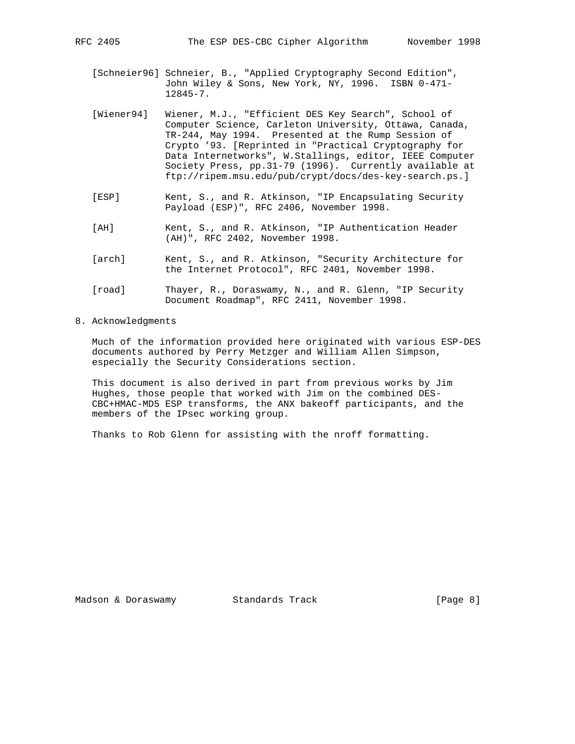[Schneier96] Schneier, B., "Applied Cryptography Second Edition", John Wiley & Sons, New York, NY, 1996. ISBN 0-471-12845-7.

[Wiener94] Wiener, M.J., "Efficient DES Key Search", School of Computer Science, Carleton University, Ottawa, Canada, TR-244, May 1994. Presented at the Rump Session of Crypto '93. [Reprinted in "Practical Cryptography for Data Internetworks", W.Stallings, editor, IEEE Computer Society Press, pp.31-79 (1996). Currently available at ftp://ripem.msu.edu/pub/crypt/docs/des-key-search.ps.]

[ESP] Kent, S., and R. Atkinson, "IP Encapsulating Security Payload (ESP)", RFC 2406, November 1998.

[AH] Kent, S., and R. Atkinson, "IP Authentication Header (AH)", RFC 2402, November 1998.

[arch] Kent, S., and R. Atkinson, "Security Architecture for the Internet Protocol", RFC 2401, November 1998.

[road] Thayer, R., Doraswamy, N., and R. Glenn, "IP Security Document Roadmap", RFC 2411, November 1998.

## 8. Acknowledgments

Much of the information provided here originated with various ESP-DES documents authored by Perry Metzger and William Allen Simpson, especially the Security Considerations section.

This document is also derived in part from previous works by Jim Hughes, those people that worked with Jim on the combined DES-CBC+HMAC-MD5 ESP transforms, the ANX bakeoff participants, and the members of the IPsec working group.

Thanks to Rob Glenn for assisting with the nroff formatting.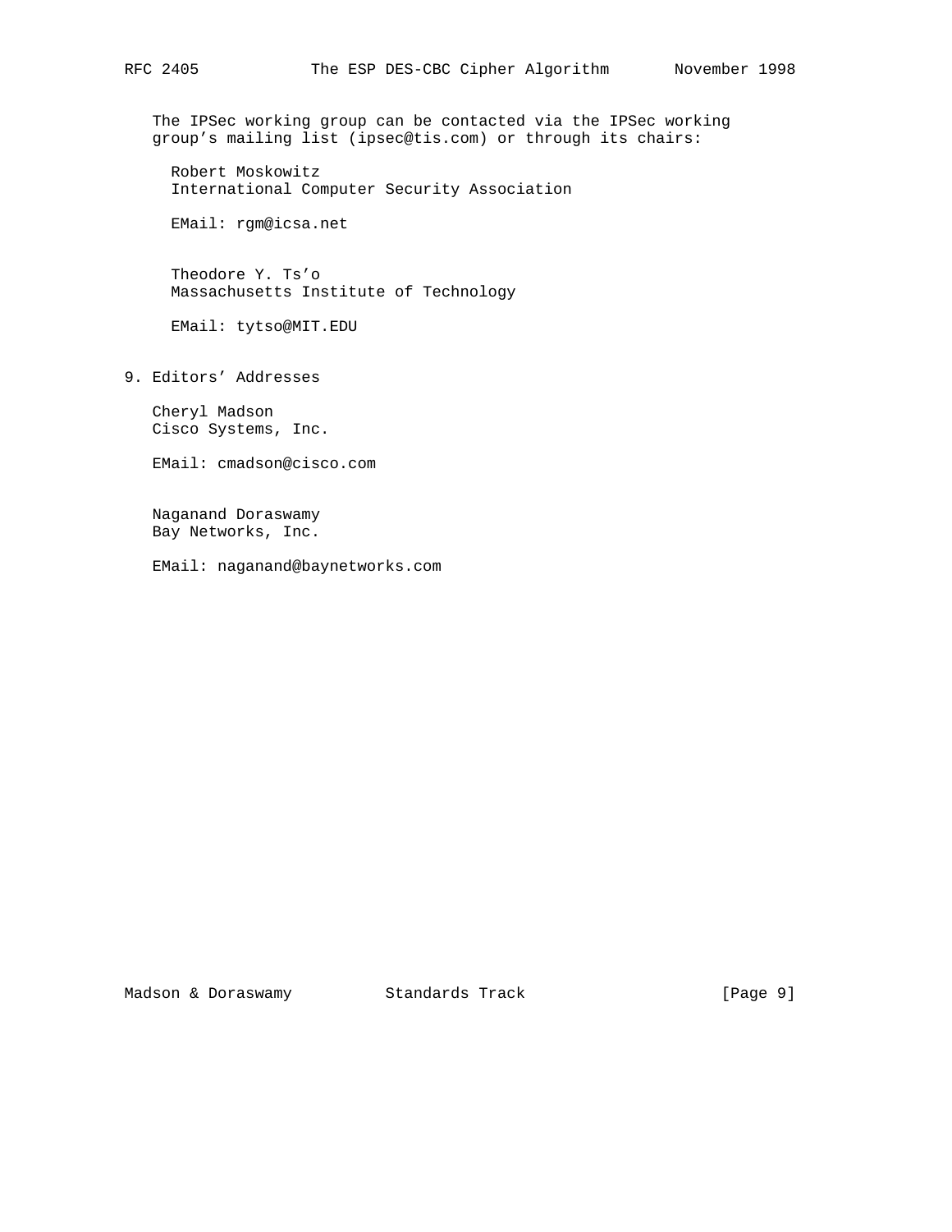The IPSec working group can be contacted via the IPSec working group's mailing list (ipsec@tis.com) or through its chairs:

Robert Moskowitz
International Computer Security Association

EMail: rgm@icsa.net

Theodore Y. Ts'o
Massachusetts Institute of Technology

EMail: tytso@MIT.EDU

## 9. Editors' Addresses

Cheryl Madson
Cisco Systems, Inc.

EMail: cmadson@cisco.com

Naganand Doraswamy
Bay Networks, Inc.

EMail: naganand@baynetworks.com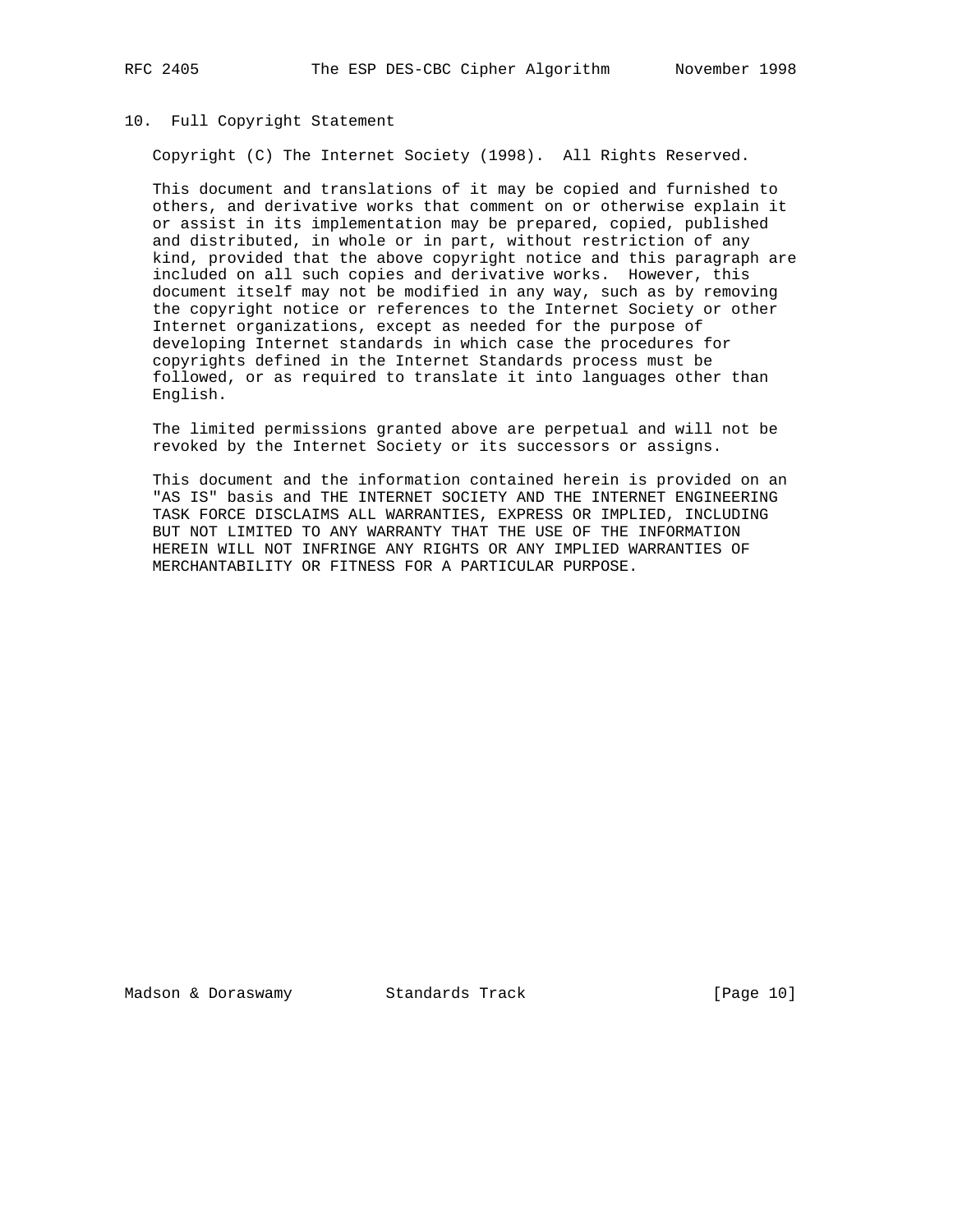## 10. Full Copyright Statement

Copyright (C) The Internet Society (1998). All Rights Reserved.

This document and translations of it may be copied and furnished to others, and derivative works that comment on or otherwise explain it or assist in its implementation may be prepared, copied, published and distributed, in whole or in part, without restriction of any kind, provided that the above copyright notice and this paragraph are included on all such copies and derivative works. However, this document itself may not be modified in any way, such as by removing the copyright notice or references to the Internet Society or other Internet organizations, except as needed for the purpose of developing Internet standards in which case the procedures for copyrights defined in the Internet Standards process must be followed, or as required to translate it into languages other than English.

The limited permissions granted above are perpetual and will not be revoked by the Internet Society or its successors or assigns.

This document and the information contained herein is provided on an "AS IS" basis and THE INTERNET SOCIETY AND THE INTERNET ENGINEERING TASK FORCE DISCLAIMS ALL WARRANTIES, EXPRESS OR IMPLIED, INCLUDING BUT NOT LIMITED TO ANY WARRANTY THAT THE USE OF THE INFORMATION HEREIN WILL NOT INFRINGE ANY RIGHTS OR ANY IMPLIED WARRANTIES OF MERCHANTABILITY OR FITNESS FOR A PARTICULAR PURPOSE.